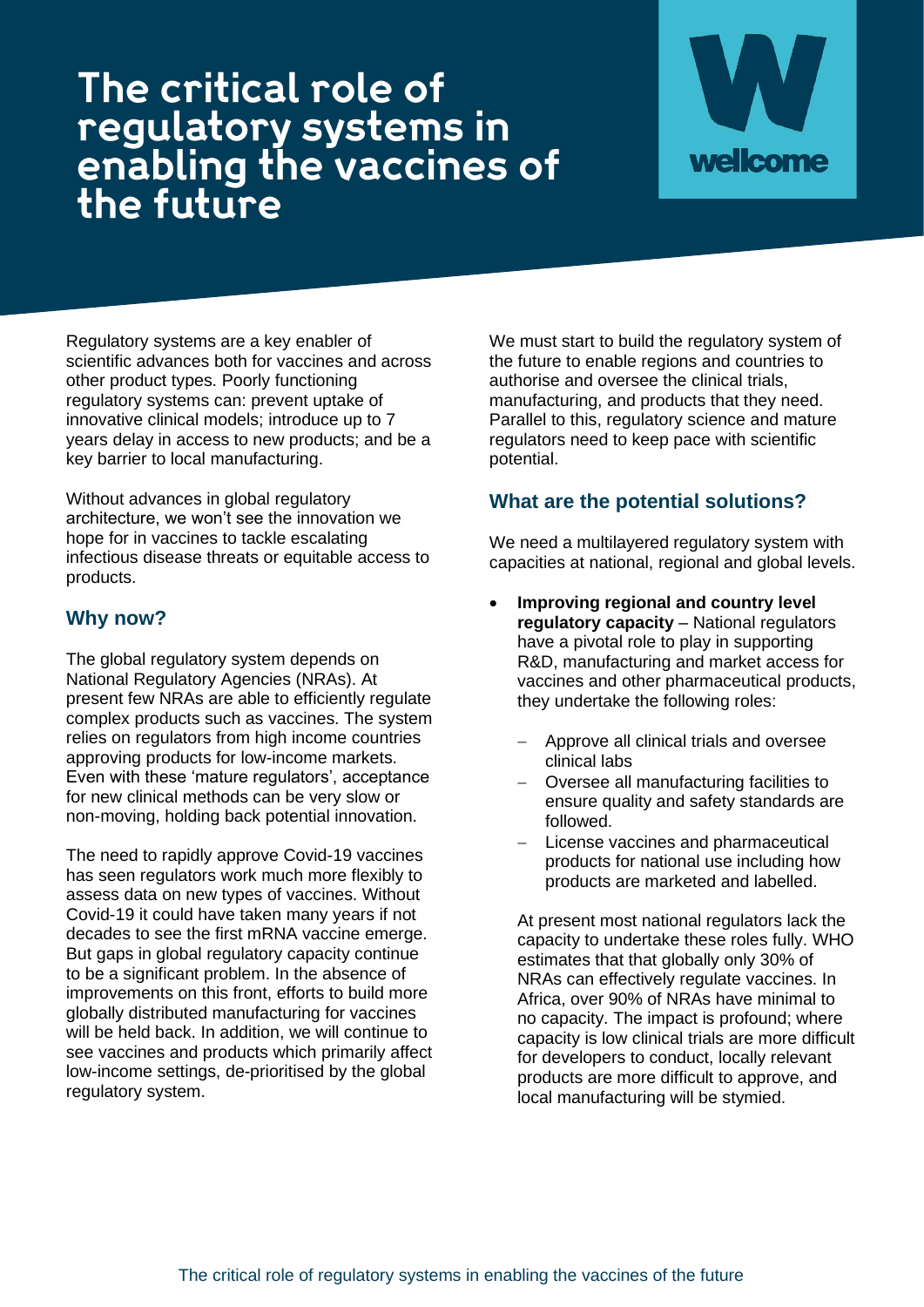# The critical role of regulatory systems in enabling the vaccines of the future

Regulatory systems are a key enabler of scientific advances both for vaccines and across other product types. Poorly functioning regulatory systems can: prevent uptake of innovative clinical models; introduce up to 7 years delay in access to new products; and be a key barrier to local manufacturing.

Without advances in global regulatory architecture, we won't see the innovation we hope for in vaccines to tackle escalating infectious disease threats or equitable access to products.

## Why now?

The global regulatory system depends on National Regulatory Agencies (NRAs). At present few NRAs are able to efficiently regulate complex products such as vaccines. The system relies on regulators from high income countries approving products for low-income markets. Even with these 'mature regulators', acceptance for new clinical methods can be very slow or non-moving, holding back potential innovation.

The need to rapidly approve Covid-19 vaccines has seen regulators work much more flexibly to assess data on new types of vaccines. Without Covid-19 it could have taken many years if not decades to see the first mRNA vaccine emerge. But gaps in global regulatory capacity continue to be a significant problem. In the absence of improvements on this front, efforts to build more globally distributed manufacturing for vaccines will be held back. In addition, we will continue to see vaccines and products which primarily affect low-income settings, de-prioritised by the global regulatory system.

We must start to build the regulatory system of the future to enable regions and countries to authorise and oversee the clinical trials, manufacturing, and products that they need. Parallel to this, regulatory science and mature regulators need to keep pace with scientific potential.

## What are the potential solutions?

We need a multilayered regulatory system with capacities at national, regional and global levels.

- **Improving regional and country level regulatory capacity** – National regulators have a pivotal role to play in supporting R&D, manufacturing and market access for vaccines and other pharmaceutical products, they undertake the following roles:
  - Approve all clinical trials and oversee clinical labs
  - Oversee all manufacturing facilities to ensure quality and safety standards are followed.
  - License vaccines and pharmaceutical products for national use including how products are marketed and labelled.

  At present most national regulators lack the capacity to undertake these roles fully. WHO estimates that that globally only 30% of NRAs can effectively regulate vaccines. In Africa, over 90% of NRAs have minimal to no capacity. The impact is profound; where capacity is low clinical trials are more difficult for developers to conduct, locally relevant products are more difficult to approve, and local manufacturing will be stymied.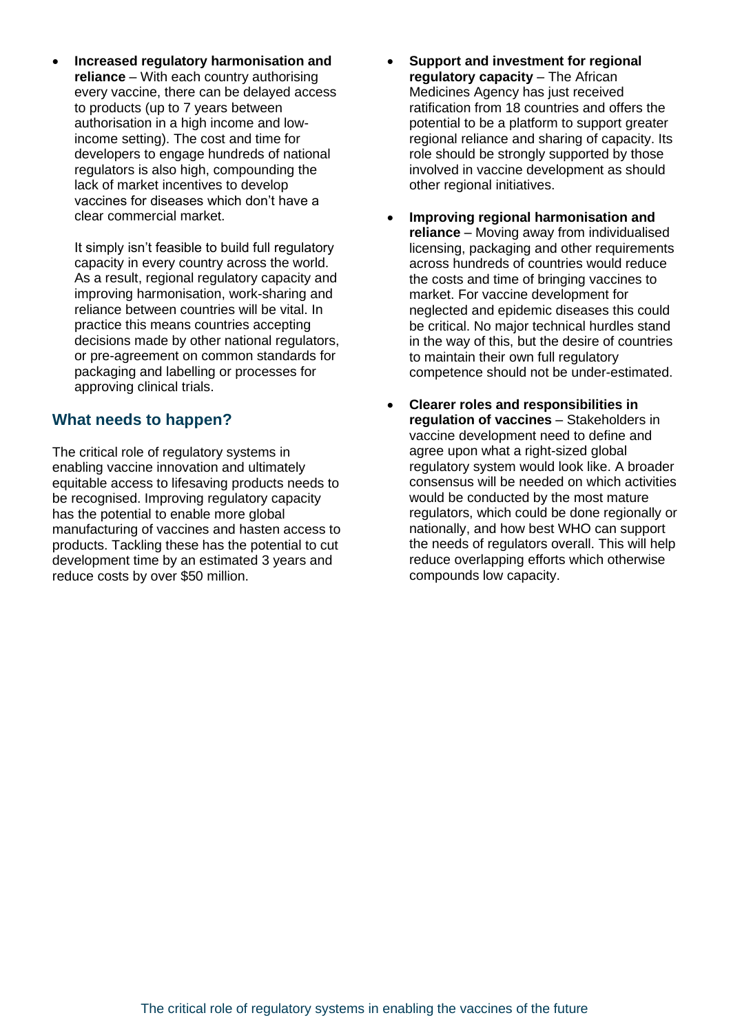- **Increased regulatory harmonisation and reliance** – With each country authorising every vaccine, there can be delayed access to products (up to 7 years between authorisation in a high income and low-income setting). The cost and time for developers to engage hundreds of national regulators is also high, compounding the lack of market incentives to develop vaccines for diseases which don't have a clear commercial market.

  It simply isn't feasible to build full regulatory capacity in every country across the world. As a result, regional regulatory capacity and improving harmonisation, work-sharing and reliance between countries will be vital. In practice this means countries accepting decisions made by other national regulators, or pre-agreement on common standards for packaging and labelling or processes for approving clinical trials.

## What needs to happen?

The critical role of regulatory systems in enabling vaccine innovation and ultimately equitable access to lifesaving products needs to be recognised. Improving regulatory capacity has the potential to enable more global manufacturing of vaccines and hasten access to products. Tackling these has the potential to cut development time by an estimated 3 years and reduce costs by over $50 million.

- **Support and investment for regional regulatory capacity** – The African Medicines Agency has just received ratification from 18 countries and offers the potential to be a platform to support greater regional reliance and sharing of capacity. Its role should be strongly supported by those involved in vaccine development as should other regional initiatives.
- **Improving regional harmonisation and reliance** – Moving away from individualised licensing, packaging and other requirements across hundreds of countries would reduce the costs and time of bringing vaccines to market. For vaccine development for neglected and epidemic diseases this could be critical. No major technical hurdles stand in the way of this, but the desire of countries to maintain their own full regulatory competence should not be under-estimated.
- **Clearer roles and responsibilities in regulation of vaccines** – Stakeholders in vaccine development need to define and agree upon what a right-sized global regulatory system would look like. A broader consensus will be needed on which activities would be conducted by the most mature regulators, which could be done regionally or nationally, and how best WHO can support the needs of regulators overall. This will help reduce overlapping efforts which otherwise compounds low capacity.